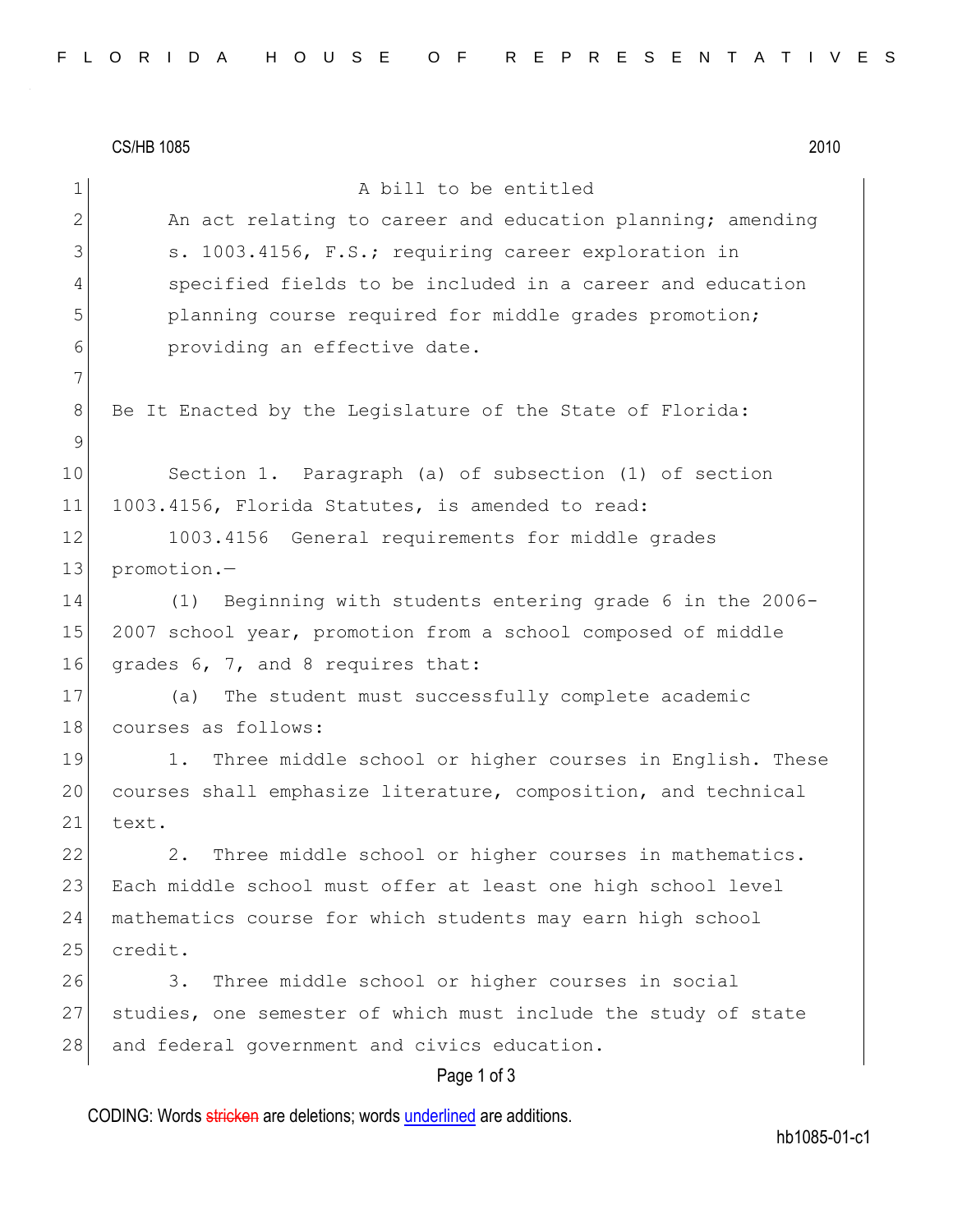CS/HB 1085 2010

A bill to be entitled

An act relating to career and education planning; amending s. 1003.4156, F.S.; requiring career exploration in specified fields to be included in a career and education planning course required for middle grades promotion; providing an effective date.

Be It Enacted by the Legislature of the State of Florida:

Section 1. Paragraph (a) of subsection (1) of section 1003.4156, Florida Statutes, is amended to read:

1003.4156 General requirements for middle grades promotion.—

(1) Beginning with students entering grade 6 in the 2006-2007 school year, promotion from a school composed of middle grades 6, 7, and 8 requires that:

(a) The student must successfully complete academic courses as follows:

1. Three middle school or higher courses in English. These courses shall emphasize literature, composition, and technical text.

2. Three middle school or higher courses in mathematics. Each middle school must offer at least one high school level mathematics course for which students may earn high school credit.

3. Three middle school or higher courses in social studies, one semester of which must include the study of state and federal government and civics education.

CODING: Words stricken are deletions; words underlined are additions.

hb1085-01-c1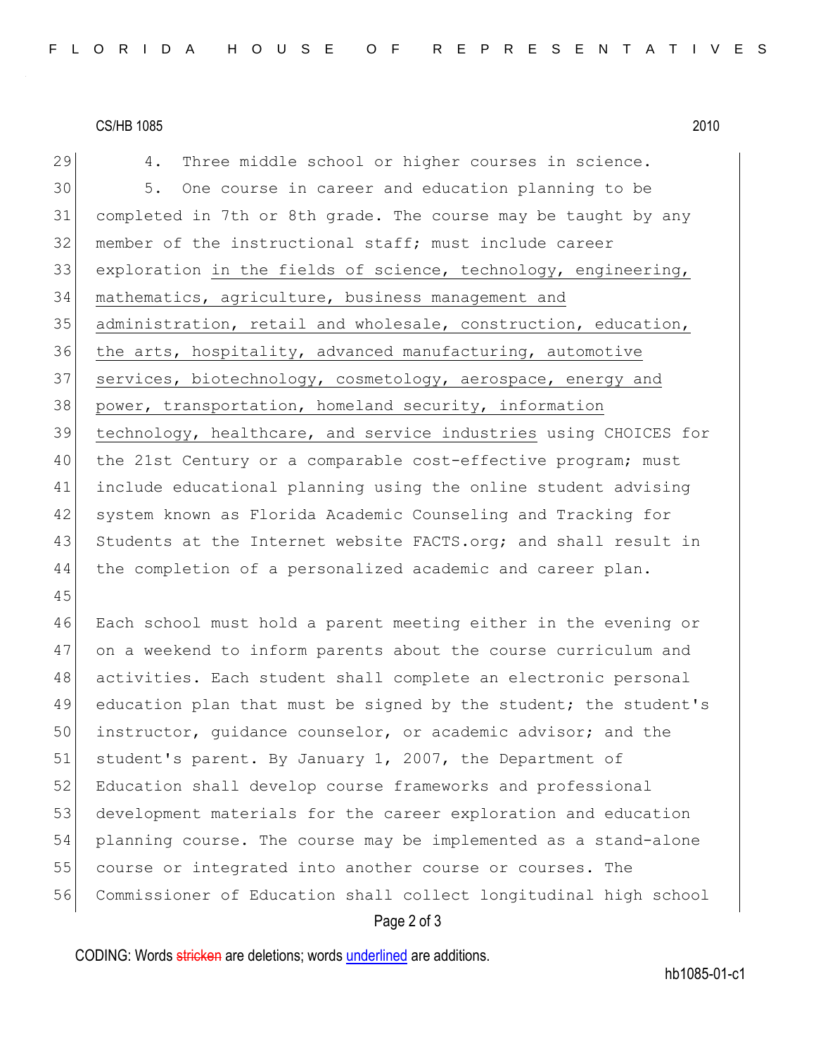4. Three middle school or higher courses in science.

5. One course in career and education planning to be completed in 7th or 8th grade. The course may be taught by any member of the instructional staff; must include career exploration <u>in the fields of science, technology, engineering, mathematics, agriculture, business management and administration, retail and wholesale, construction, education, the arts, hospitality, advanced manufacturing, automotive services, biotechnology, cosmetology, aerospace, energy and power, transportation, homeland security, information technology, healthcare, and service industries</u> using CHOICES for the 21st Century or a comparable cost-effective program; must include educational planning using the online student advising system known as Florida Academic Counseling and Tracking for Students at the Internet website FACTS.org; and shall result in the completion of a personalized academic and career plan.

Each school must hold a parent meeting either in the evening or on a weekend to inform parents about the course curriculum and activities. Each student shall complete an electronic personal education plan that must be signed by the student; the student's instructor, guidance counselor, or academic advisor; and the student's parent. By January 1, 2007, the Department of Education shall develop course frameworks and professional development materials for the career exploration and education planning course. The course may be implemented as a stand-alone course or integrated into another course or courses. The Commissioner of Education shall collect longitudinal high school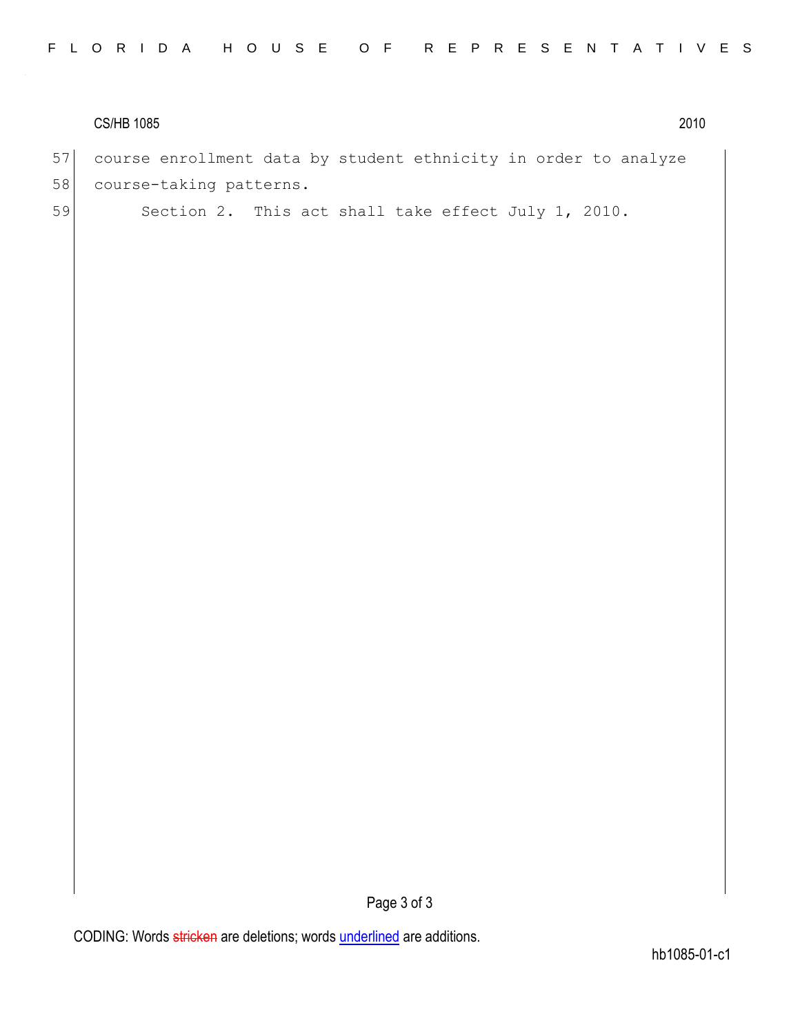course enrollment data by student ethnicity in order to analyze course-taking patterns.

Section 2. This act shall take effect July 1, 2010.